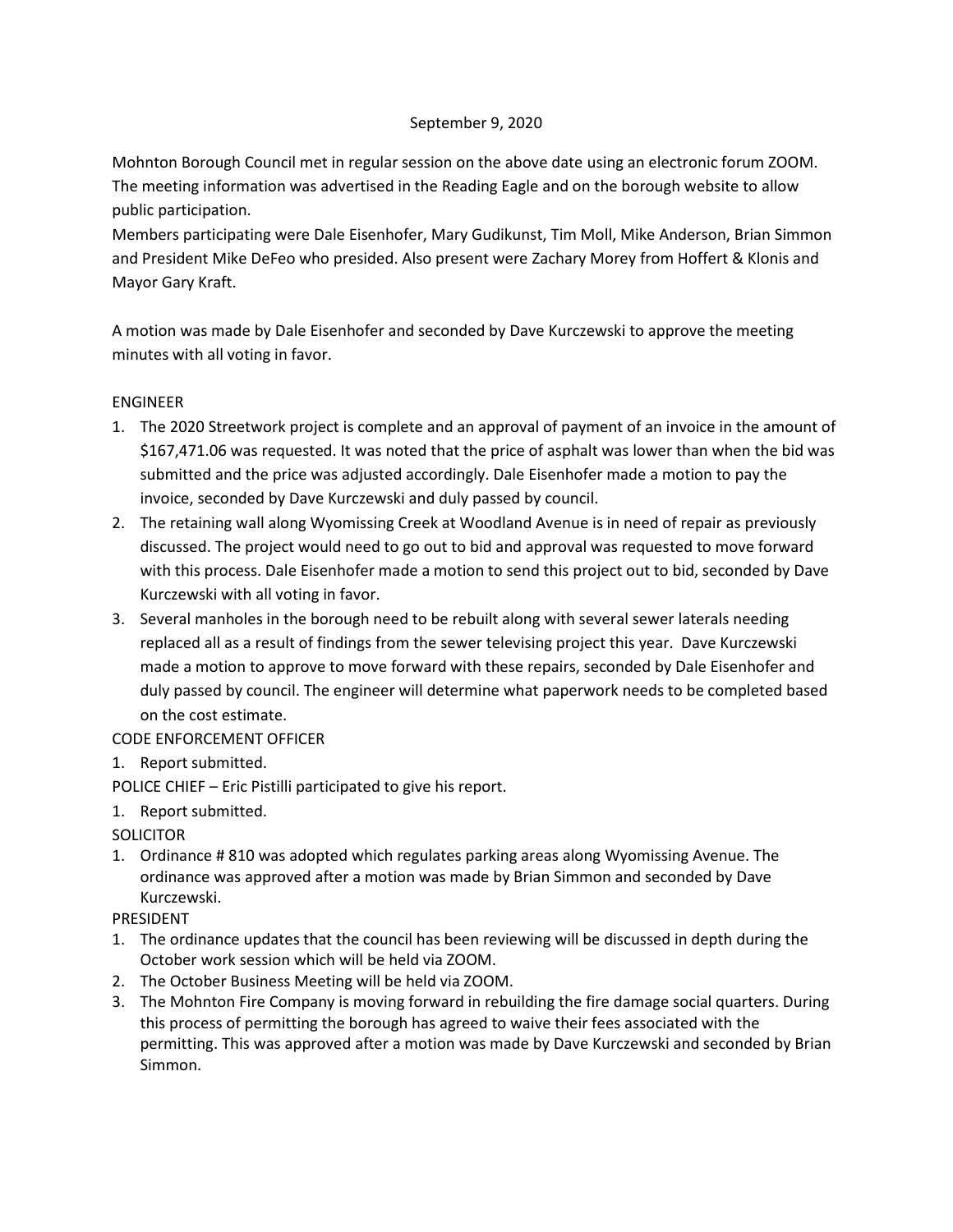September 9, 2020

Mohnton Borough Council met in regular session on the above date using an electronic forum ZOOM. The meeting information was advertised in the Reading Eagle and on the borough website to allow public participation.
Members participating were Dale Eisenhofer, Mary Gudikunst, Tim Moll, Mike Anderson, Brian Simmon and President Mike DeFeo who presided. Also present were Zachary Morey from Hoffert & Klonis and Mayor Gary Kraft.

A motion was made by Dale Eisenhofer and seconded by Dave Kurczewski to approve the meeting minutes with all voting in favor.

ENGINEER

1. The 2020 Streetwork project is complete and an approval of payment of an invoice in the amount of $167,471.06 was requested. It was noted that the price of asphalt was lower than when the bid was submitted and the price was adjusted accordingly. Dale Eisenhofer made a motion to pay the invoice, seconded by Dave Kurczewski and duly passed by council.
2. The retaining wall along Wyomissing Creek at Woodland Avenue is in need of repair as previously discussed. The project would need to go out to bid and approval was requested to move forward with this process. Dale Eisenhofer made a motion to send this project out to bid, seconded by Dave Kurczewski with all voting in favor.
3. Several manholes in the borough need to be rebuilt along with several sewer laterals needing replaced all as a result of findings from the sewer televising project this year. Dave Kurczewski made a motion to approve to move forward with these repairs, seconded by Dale Eisenhofer and duly passed by council. The engineer will determine what paperwork needs to be completed based on the cost estimate.

CODE ENFORCEMENT OFFICER

1. Report submitted.

POLICE CHIEF – Eric Pistilli participated to give his report.

1. Report submitted.

SOLICITOR

1. Ordinance # 810 was adopted which regulates parking areas along Wyomissing Avenue. The ordinance was approved after a motion was made by Brian Simmon and seconded by Dave Kurczewski.

PRESIDENT

1. The ordinance updates that the council has been reviewing will be discussed in depth during the October work session which will be held via ZOOM.
2. The October Business Meeting will be held via ZOOM.
3. The Mohnton Fire Company is moving forward in rebuilding the fire damage social quarters. During this process of permitting the borough has agreed to waive their fees associated with the permitting. This was approved after a motion was made by Dave Kurczewski and seconded by Brian Simmon.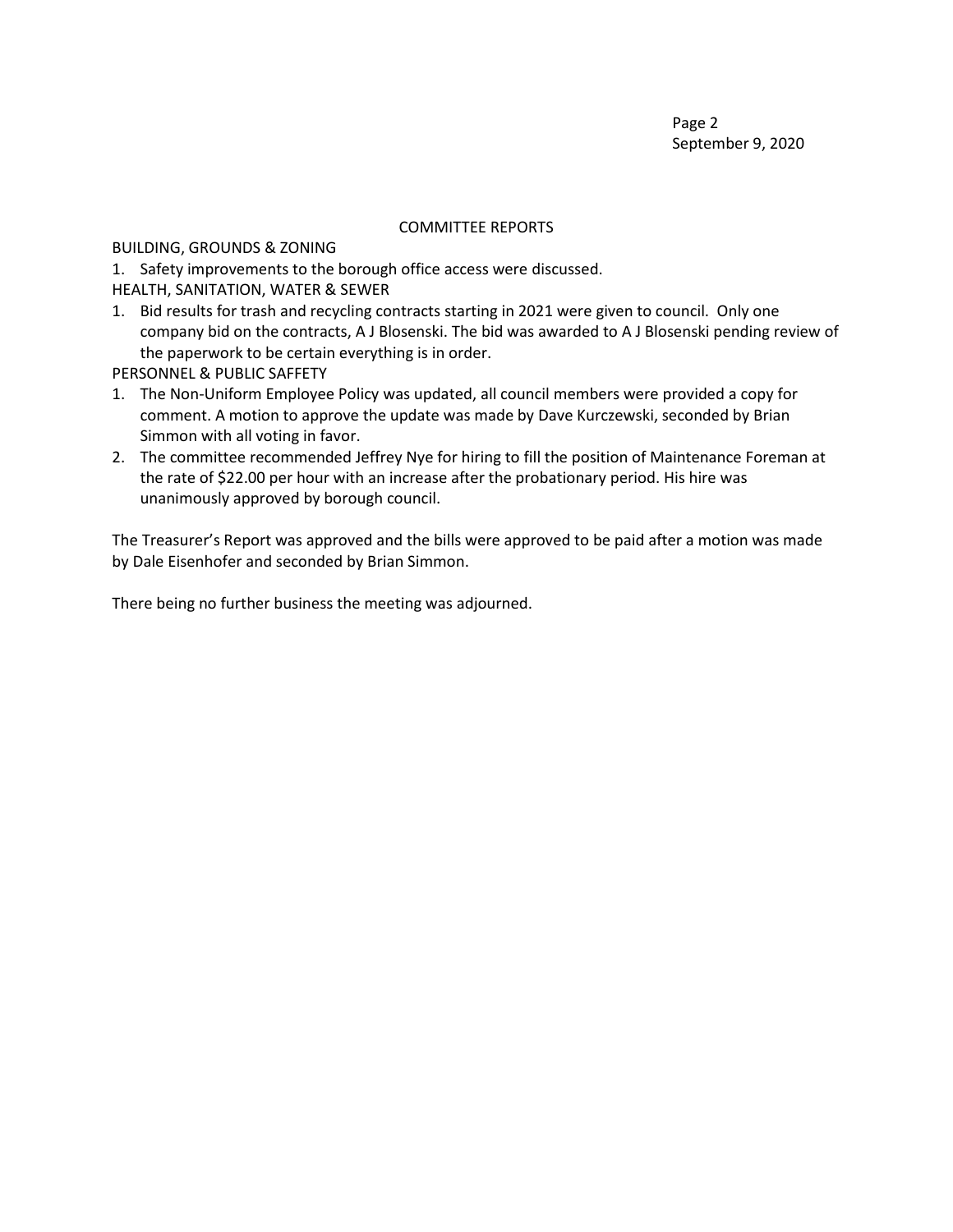## COMMITTEE REPORTS

BUILDING, GROUNDS & ZONING

1. Safety improvements to the borough office access were discussed.

HEALTH, SANITATION, WATER & SEWER

1. Bid results for trash and recycling contracts starting in 2021 were given to council. Only one company bid on the contracts, A J Blosenski. The bid was awarded to A J Blosenski pending review of the paperwork to be certain everything is in order.

PERSONNEL & PUBLIC SAFFETY

1. The Non-Uniform Employee Policy was updated, all council members were provided a copy for comment. A motion to approve the update was made by Dave Kurczewski, seconded by Brian Simmon with all voting in favor.
2. The committee recommended Jeffrey Nye for hiring to fill the position of Maintenance Foreman at the rate of $22.00 per hour with an increase after the probationary period. His hire was unanimously approved by borough council.

The Treasurer's Report was approved and the bills were approved to be paid after a motion was made by Dale Eisenhofer and seconded by Brian Simmon.

There being no further business the meeting was adjourned.